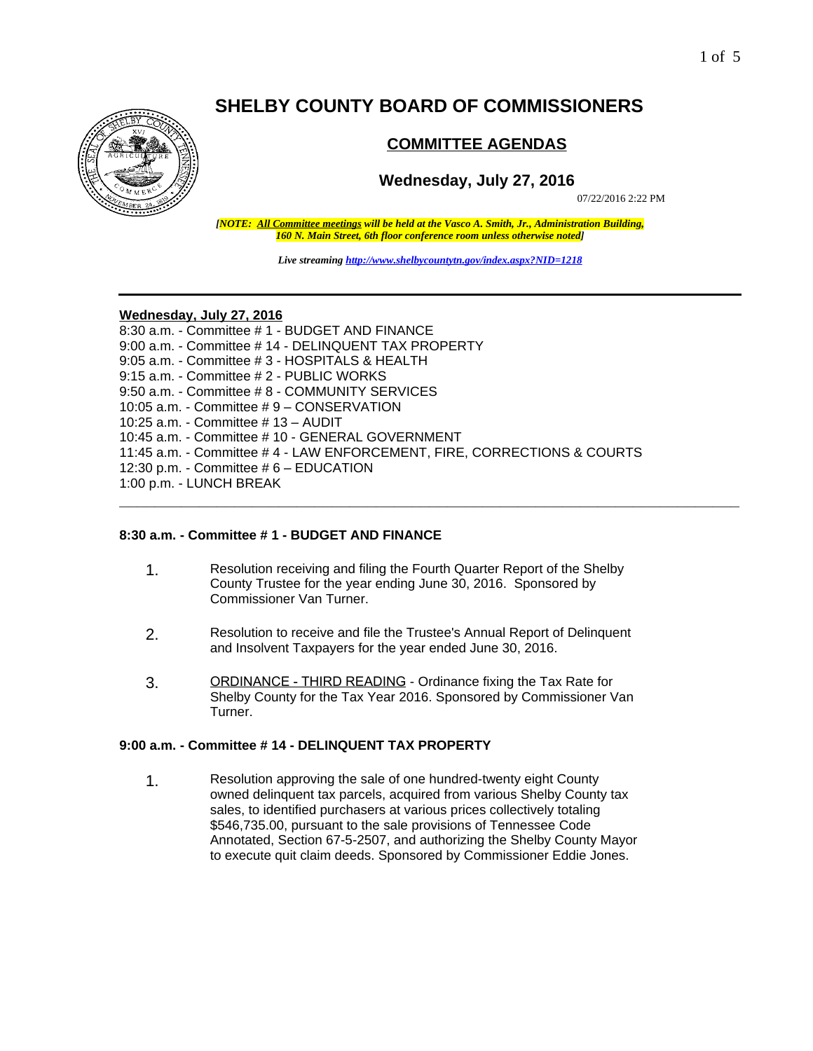# SHELBY COUNTY BOARD OF COMMISSIONERS

## COMMITTEE AGENDAS

### Wednesday, July 27, 2016

07/22/2016 2:22 PM

***[NOTE: All Committee meetings will be held at the Vasco A. Smith, Jr., Administration Building, 160 N. Main Street, 6th floor conference room unless otherwise noted]***

***Live streaming http://www.shelbycountytn.gov/index.aspx?NID=1218***

---

**Wednesday, July 27, 2016**

8:30 a.m. - Committee # 1 - BUDGET AND FINANCE
9:00 a.m. - Committee # 14 - DELINQUENT TAX PROPERTY
9:05 a.m. - Committee # 3 - HOSPITALS & HEALTH
9:15 a.m. - Committee # 2 - PUBLIC WORKS
9:50 a.m. - Committee # 8 - COMMUNITY SERVICES
10:05 a.m. - Committee # 9 – CONSERVATION
10:25 a.m. - Committee # 13 – AUDIT
10:45 a.m. - Committee # 10 - GENERAL GOVERNMENT
11:45 a.m. - Committee # 4 - LAW ENFORCEMENT, FIRE, CORRECTIONS & COURTS
12:30 p.m. - Committee # 6 – EDUCATION
1:00 p.m. - LUNCH BREAK

---

**8:30 a.m. - Committee # 1 - BUDGET AND FINANCE**

1. Resolution receiving and filing the Fourth Quarter Report of the Shelby County Trustee for the year ending June 30, 2016. Sponsored by Commissioner Van Turner.

2. Resolution to receive and file the Trustee's Annual Report of Delinquent and Insolvent Taxpayers for the year ended June 30, 2016.

3. ORDINANCE - THIRD READING - Ordinance fixing the Tax Rate for Shelby County for the Tax Year 2016. Sponsored by Commissioner Van Turner.

**9:00 a.m. - Committee # 14 - DELINQUENT TAX PROPERTY**

1. Resolution approving the sale of one hundred-twenty eight County owned delinquent tax parcels, acquired from various Shelby County tax sales, to identified purchasers at various prices collectively totaling $546,735.00, pursuant to the sale provisions of Tennessee Code Annotated, Section 67-5-2507, and authorizing the Shelby County Mayor to execute quit claim deeds. Sponsored by Commissioner Eddie Jones.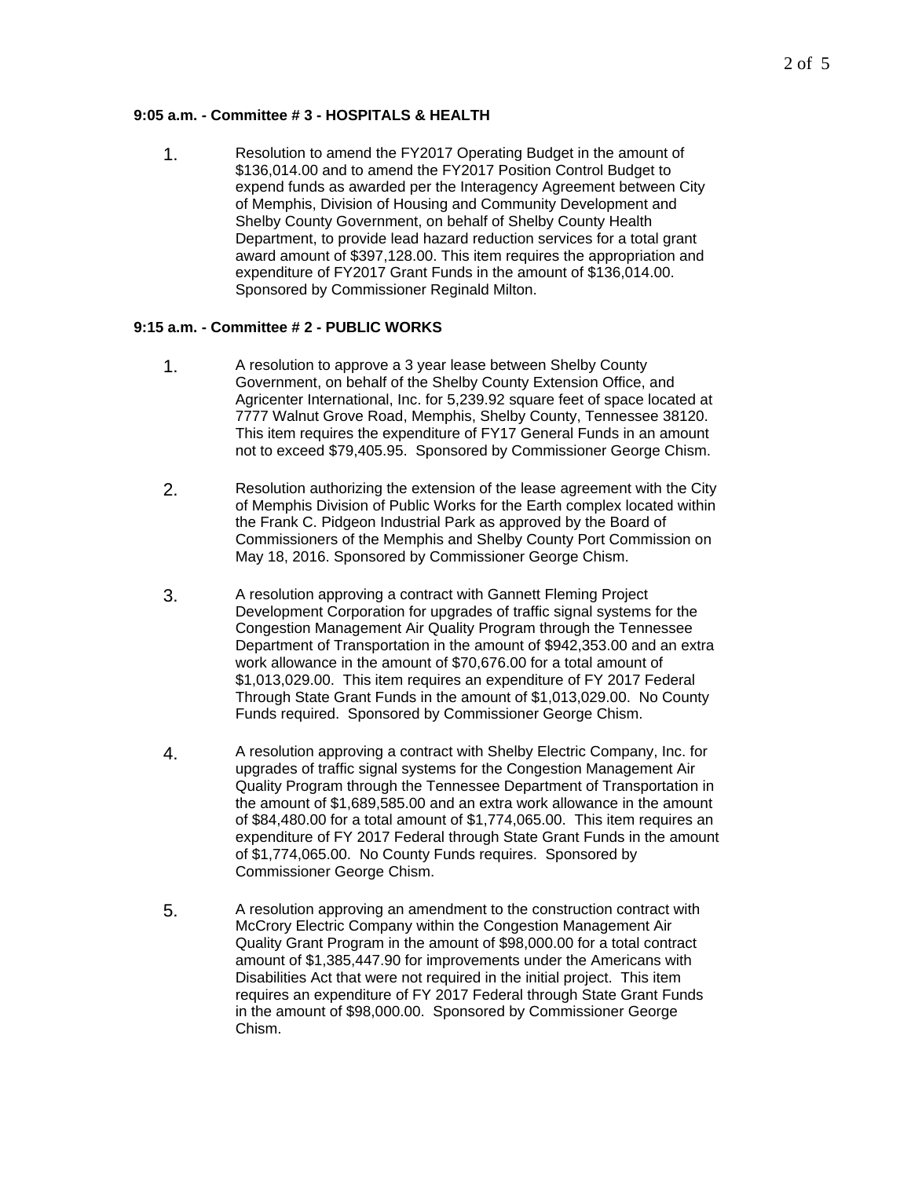**9:05 a.m. - Committee # 3 - HOSPITALS & HEALTH**

1. Resolution to amend the FY2017 Operating Budget in the amount of $136,014.00 and to amend the FY2017 Position Control Budget to expend funds as awarded per the Interagency Agreement between City of Memphis, Division of Housing and Community Development and Shelby County Government, on behalf of Shelby County Health Department, to provide lead hazard reduction services for a total grant award amount of $397,128.00. This item requires the appropriation and expenditure of FY2017 Grant Funds in the amount of $136,014.00. Sponsored by Commissioner Reginald Milton.

**9:15 a.m. - Committee # 2 - PUBLIC WORKS**

1. A resolution to approve a 3 year lease between Shelby County Government, on behalf of the Shelby County Extension Office, and Agricenter International, Inc. for 5,239.92 square feet of space located at 7777 Walnut Grove Road, Memphis, Shelby County, Tennessee 38120. This item requires the expenditure of FY17 General Funds in an amount not to exceed $79,405.95. Sponsored by Commissioner George Chism.

2. Resolution authorizing the extension of the lease agreement with the City of Memphis Division of Public Works for the Earth complex located within the Frank C. Pidgeon Industrial Park as approved by the Board of Commissioners of the Memphis and Shelby County Port Commission on May 18, 2016. Sponsored by Commissioner George Chism.

3. A resolution approving a contract with Gannett Fleming Project Development Corporation for upgrades of traffic signal systems for the Congestion Management Air Quality Program through the Tennessee Department of Transportation in the amount of $942,353.00 and an extra work allowance in the amount of $70,676.00 for a total amount of $1,013,029.00. This item requires an expenditure of FY 2017 Federal Through State Grant Funds in the amount of $1,013,029.00. No County Funds required. Sponsored by Commissioner George Chism.

4. A resolution approving a contract with Shelby Electric Company, Inc. for upgrades of traffic signal systems for the Congestion Management Air Quality Program through the Tennessee Department of Transportation in the amount of $1,689,585.00 and an extra work allowance in the amount of $84,480.00 for a total amount of $1,774,065.00. This item requires an expenditure of FY 2017 Federal through State Grant Funds in the amount of $1,774,065.00. No County Funds requires. Sponsored by Commissioner George Chism.

5. A resolution approving an amendment to the construction contract with McCrory Electric Company within the Congestion Management Air Quality Grant Program in the amount of $98,000.00 for a total contract amount of $1,385,447.90 for improvements under the Americans with Disabilities Act that were not required in the initial project. This item requires an expenditure of FY 2017 Federal through State Grant Funds in the amount of $98,000.00. Sponsored by Commissioner George Chism.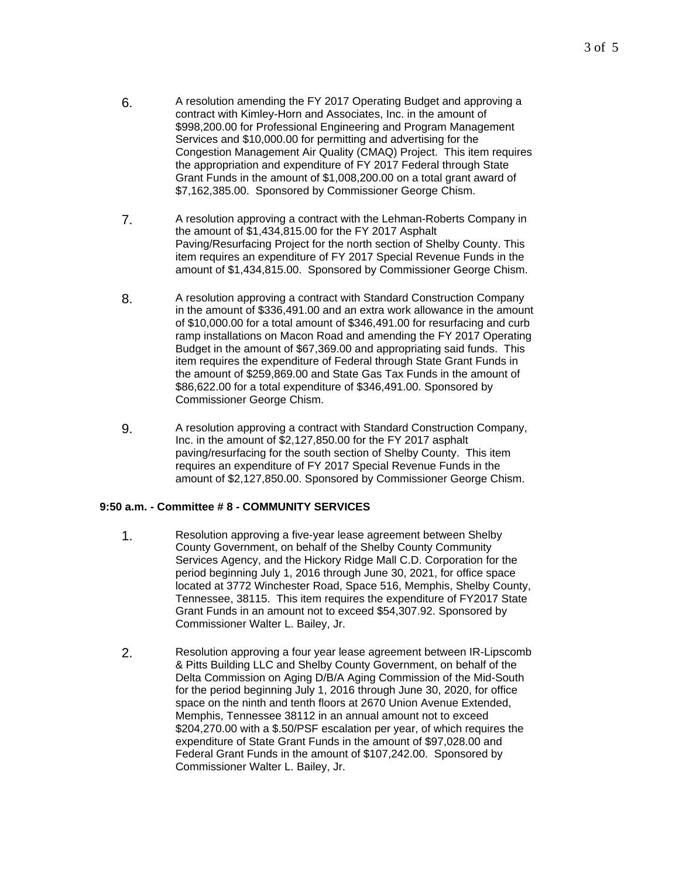6. A resolution amending the FY 2017 Operating Budget and approving a contract with Kimley-Horn and Associates, Inc. in the amount of $998,200.00 for Professional Engineering and Program Management Services and $10,000.00 for permitting and advertising for the Congestion Management Air Quality (CMAQ) Project. This item requires the appropriation and expenditure of FY 2017 Federal through State Grant Funds in the amount of $1,008,200.00 on a total grant award of $7,162,385.00. Sponsored by Commissioner George Chism.

7. A resolution approving a contract with the Lehman-Roberts Company in the amount of $1,434,815.00 for the FY 2017 Asphalt Paving/Resurfacing Project for the north section of Shelby County. This item requires an expenditure of FY 2017 Special Revenue Funds in the amount of $1,434,815.00. Sponsored by Commissioner George Chism.

8. A resolution approving a contract with Standard Construction Company in the amount of $336,491.00 and an extra work allowance in the amount of $10,000.00 for a total amount of $346,491.00 for resurfacing and curb ramp installations on Macon Road and amending the FY 2017 Operating Budget in the amount of $67,369.00 and appropriating said funds. This item requires the expenditure of Federal through State Grant Funds in the amount of $259,869.00 and State Gas Tax Funds in the amount of $86,622.00 for a total expenditure of $346,491.00. Sponsored by Commissioner George Chism.

9. A resolution approving a contract with Standard Construction Company, Inc. in the amount of $2,127,850.00 for the FY 2017 asphalt paving/resurfacing for the south section of Shelby County. This item requires an expenditure of FY 2017 Special Revenue Funds in the amount of $2,127,850.00. Sponsored by Commissioner George Chism.

**9:50 a.m. - Committee # 8 - COMMUNITY SERVICES**

1. Resolution approving a five-year lease agreement between Shelby County Government, on behalf of the Shelby County Community Services Agency, and the Hickory Ridge Mall C.D. Corporation for the period beginning July 1, 2016 through June 30, 2021, for office space located at 3772 Winchester Road, Space 516, Memphis, Shelby County, Tennessee, 38115. This item requires the expenditure of FY2017 State Grant Funds in an amount not to exceed $54,307.92. Sponsored by Commissioner Walter L. Bailey, Jr.

2. Resolution approving a four year lease agreement between IR-Lipscomb & Pitts Building LLC and Shelby County Government, on behalf of the Delta Commission on Aging D/B/A Aging Commission of the Mid-South for the period beginning July 1, 2016 through June 30, 2020, for office space on the ninth and tenth floors at 2670 Union Avenue Extended, Memphis, Tennessee 38112 in an annual amount not to exceed $204,270.00 with a $.50/PSF escalation per year, of which requires the expenditure of State Grant Funds in the amount of $97,028.00 and Federal Grant Funds in the amount of $107,242.00. Sponsored by Commissioner Walter L. Bailey, Jr.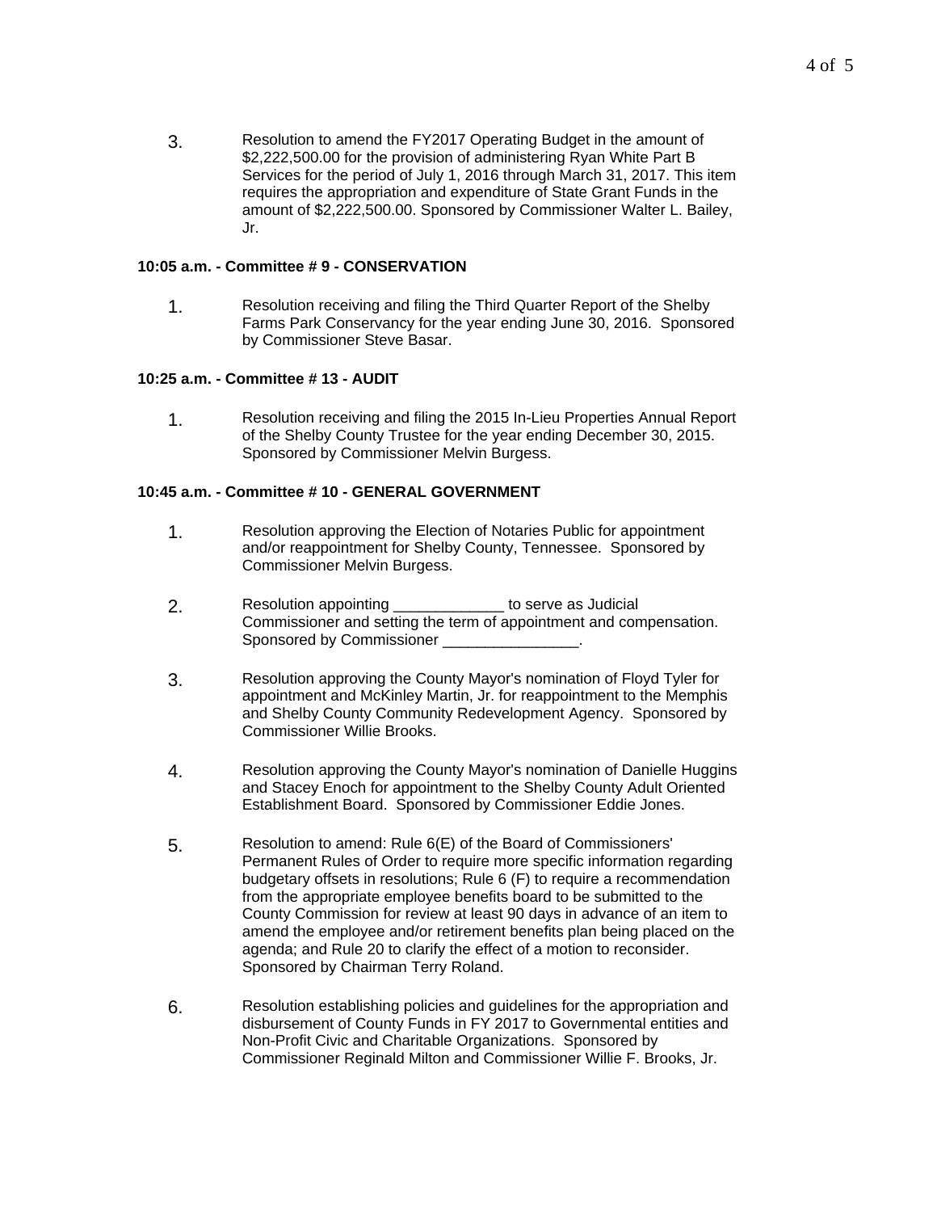3. Resolution to amend the FY2017 Operating Budget in the amount of $2,222,500.00 for the provision of administering Ryan White Part B Services for the period of July 1, 2016 through March 31, 2017. This item requires the appropriation and expenditure of State Grant Funds in the amount of $2,222,500.00. Sponsored by Commissioner Walter L. Bailey, Jr.

**10:05 a.m. - Committee # 9 - CONSERVATION**

1. Resolution receiving and filing the Third Quarter Report of the Shelby Farms Park Conservancy for the year ending June 30, 2016. Sponsored by Commissioner Steve Basar.

**10:25 a.m. - Committee # 13 - AUDIT**

1. Resolution receiving and filing the 2015 In-Lieu Properties Annual Report of the Shelby County Trustee for the year ending December 30, 2015. Sponsored by Commissioner Melvin Burgess.

**10:45 a.m. - Committee # 10 - GENERAL GOVERNMENT**

1. Resolution approving the Election of Notaries Public for appointment and/or reappointment for Shelby County, Tennessee. Sponsored by Commissioner Melvin Burgess.

2. Resolution appointing _____________ to serve as Judicial Commissioner and setting the term of appointment and compensation. Sponsored by Commissioner ________________.

3. Resolution approving the County Mayor's nomination of Floyd Tyler for appointment and McKinley Martin, Jr. for reappointment to the Memphis and Shelby County Community Redevelopment Agency. Sponsored by Commissioner Willie Brooks.

4. Resolution approving the County Mayor's nomination of Danielle Huggins and Stacey Enoch for appointment to the Shelby County Adult Oriented Establishment Board. Sponsored by Commissioner Eddie Jones.

5. Resolution to amend: Rule 6(E) of the Board of Commissioners' Permanent Rules of Order to require more specific information regarding budgetary offsets in resolutions; Rule 6 (F) to require a recommendation from the appropriate employee benefits board to be submitted to the County Commission for review at least 90 days in advance of an item to amend the employee and/or retirement benefits plan being placed on the agenda; and Rule 20 to clarify the effect of a motion to reconsider. Sponsored by Chairman Terry Roland.

6. Resolution establishing policies and guidelines for the appropriation and disbursement of County Funds in FY 2017 to Governmental entities and Non-Profit Civic and Charitable Organizations. Sponsored by Commissioner Reginald Milton and Commissioner Willie F. Brooks, Jr.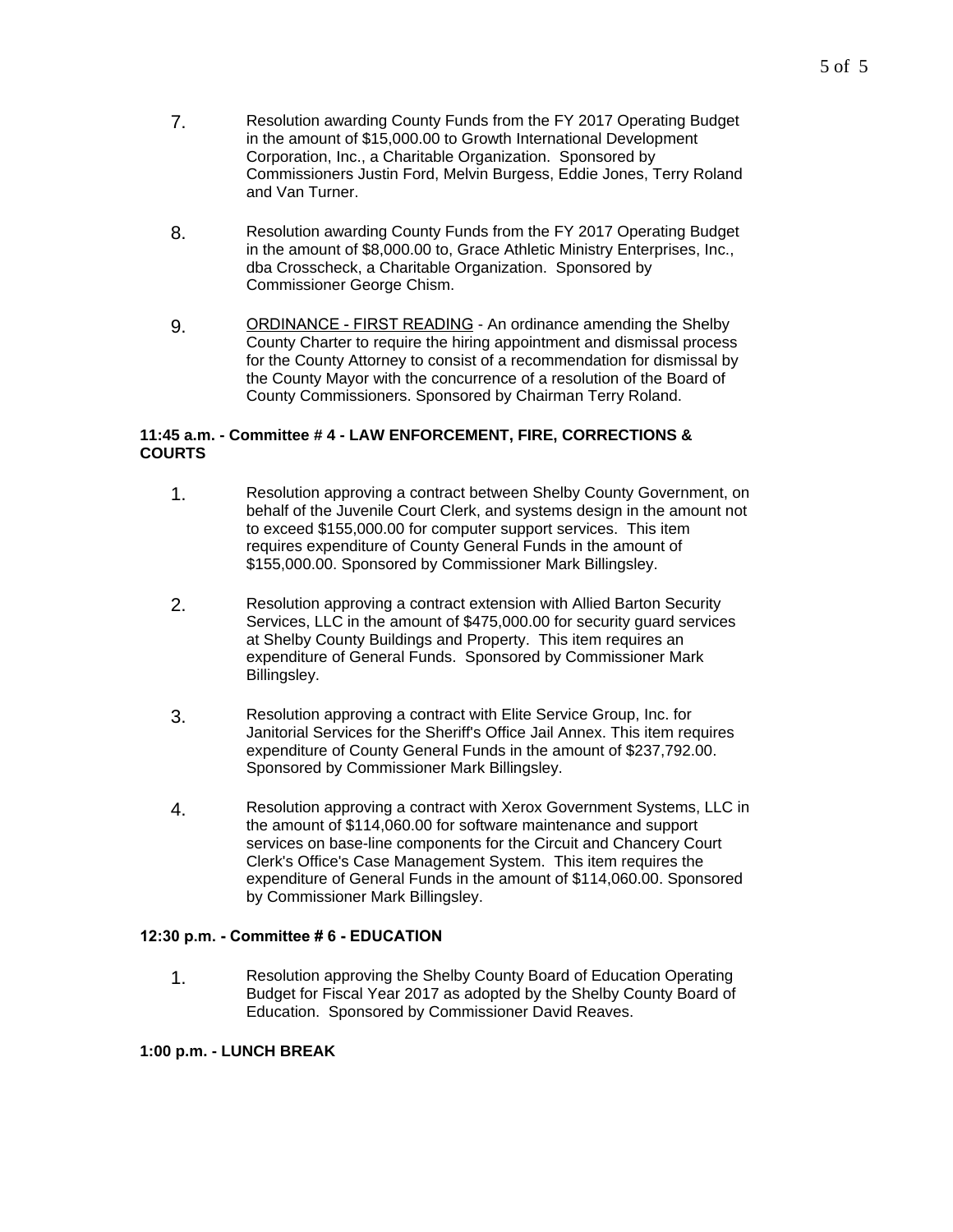7. Resolution awarding County Funds from the FY 2017 Operating Budget in the amount of $15,000.00 to Growth International Development Corporation, Inc., a Charitable Organization. Sponsored by Commissioners Justin Ford, Melvin Burgess, Eddie Jones, Terry Roland and Van Turner.

8. Resolution awarding County Funds from the FY 2017 Operating Budget in the amount of $8,000.00 to, Grace Athletic Ministry Enterprises, Inc., dba Crosscheck, a Charitable Organization. Sponsored by Commissioner George Chism.

9. <u>ORDINANCE - FIRST READING</u> - An ordinance amending the Shelby County Charter to require the hiring appointment and dismissal process for the County Attorney to consist of a recommendation for dismissal by the County Mayor with the concurrence of a resolution of the Board of County Commissioners. Sponsored by Chairman Terry Roland.

**11:45 a.m. - Committee # 4 - LAW ENFORCEMENT, FIRE, CORRECTIONS & COURTS**

1. Resolution approving a contract between Shelby County Government, on behalf of the Juvenile Court Clerk, and systems design in the amount not to exceed $155,000.00 for computer support services. This item requires expenditure of County General Funds in the amount of $155,000.00. Sponsored by Commissioner Mark Billingsley.

2. Resolution approving a contract extension with Allied Barton Security Services, LLC in the amount of $475,000.00 for security guard services at Shelby County Buildings and Property. This item requires an expenditure of General Funds. Sponsored by Commissioner Mark Billingsley.

3. Resolution approving a contract with Elite Service Group, Inc. for Janitorial Services for the Sheriff's Office Jail Annex. This item requires expenditure of County General Funds in the amount of $237,792.00. Sponsored by Commissioner Mark Billingsley.

4. Resolution approving a contract with Xerox Government Systems, LLC in the amount of $114,060.00 for software maintenance and support services on base-line components for the Circuit and Chancery Court Clerk's Office's Case Management System. This item requires the expenditure of General Funds in the amount of $114,060.00. Sponsored by Commissioner Mark Billingsley.

**12:30 p.m. - Committee # 6 - EDUCATION**

1. Resolution approving the Shelby County Board of Education Operating Budget for Fiscal Year 2017 as adopted by the Shelby County Board of Education. Sponsored by Commissioner David Reaves.

**1:00 p.m. - LUNCH BREAK**